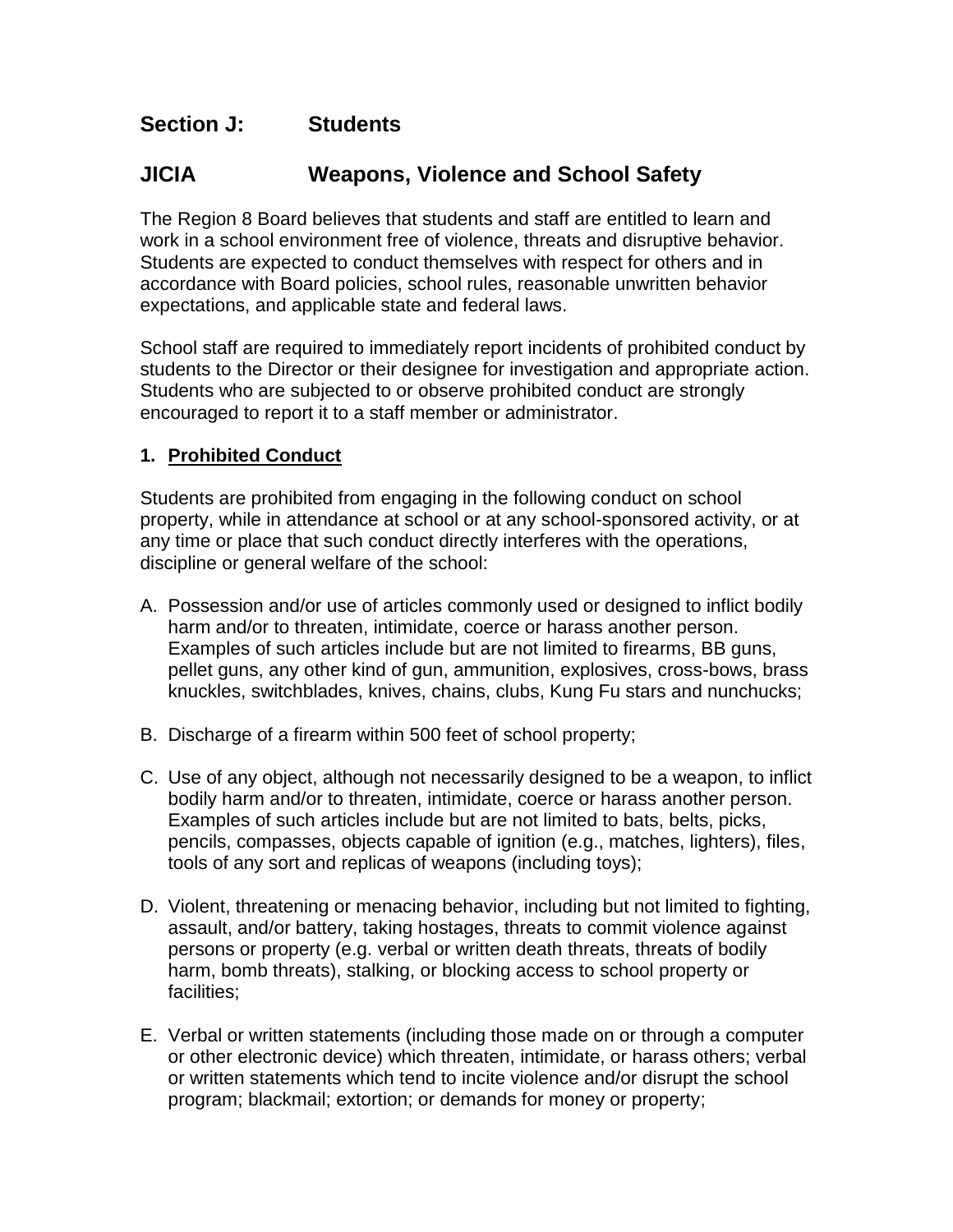## Section J: Students

## JICIA Weapons, Violence and School Safety

The Region 8 Board believes that students and staff are entitled to learn and work in a school environment free of violence, threats and disruptive behavior. Students are expected to conduct themselves with respect for others and in accordance with Board policies, school rules, reasonable unwritten behavior expectations, and applicable state and federal laws.

School staff are required to immediately report incidents of prohibited conduct by students to the Director or their designee for investigation and appropriate action. Students who are subjected to or observe prohibited conduct are strongly encouraged to report it to a staff member or administrator.

### 1. Prohibited Conduct

Students are prohibited from engaging in the following conduct on school property, while in attendance at school or at any school-sponsored activity, or at any time or place that such conduct directly interferes with the operations, discipline or general welfare of the school:

A. Possession and/or use of articles commonly used or designed to inflict bodily harm and/or to threaten, intimidate, coerce or harass another person. Examples of such articles include but are not limited to firearms, BB guns, pellet guns, any other kind of gun, ammunition, explosives, cross-bows, brass knuckles, switchblades, knives, chains, clubs, Kung Fu stars and nunchucks;

B. Discharge of a firearm within 500 feet of school property;

C. Use of any object, although not necessarily designed to be a weapon, to inflict bodily harm and/or to threaten, intimidate, coerce or harass another person. Examples of such articles include but are not limited to bats, belts, picks, pencils, compasses, objects capable of ignition (e.g., matches, lighters), files, tools of any sort and replicas of weapons (including toys);

D. Violent, threatening or menacing behavior, including but not limited to fighting, assault, and/or battery, taking hostages, threats to commit violence against persons or property (e.g. verbal or written death threats, threats of bodily harm, bomb threats), stalking, or blocking access to school property or facilities;

E. Verbal or written statements (including those made on or through a computer or other electronic device) which threaten, intimidate, or harass others; verbal or written statements which tend to incite violence and/or disrupt the school program; blackmail; extortion; or demands for money or property;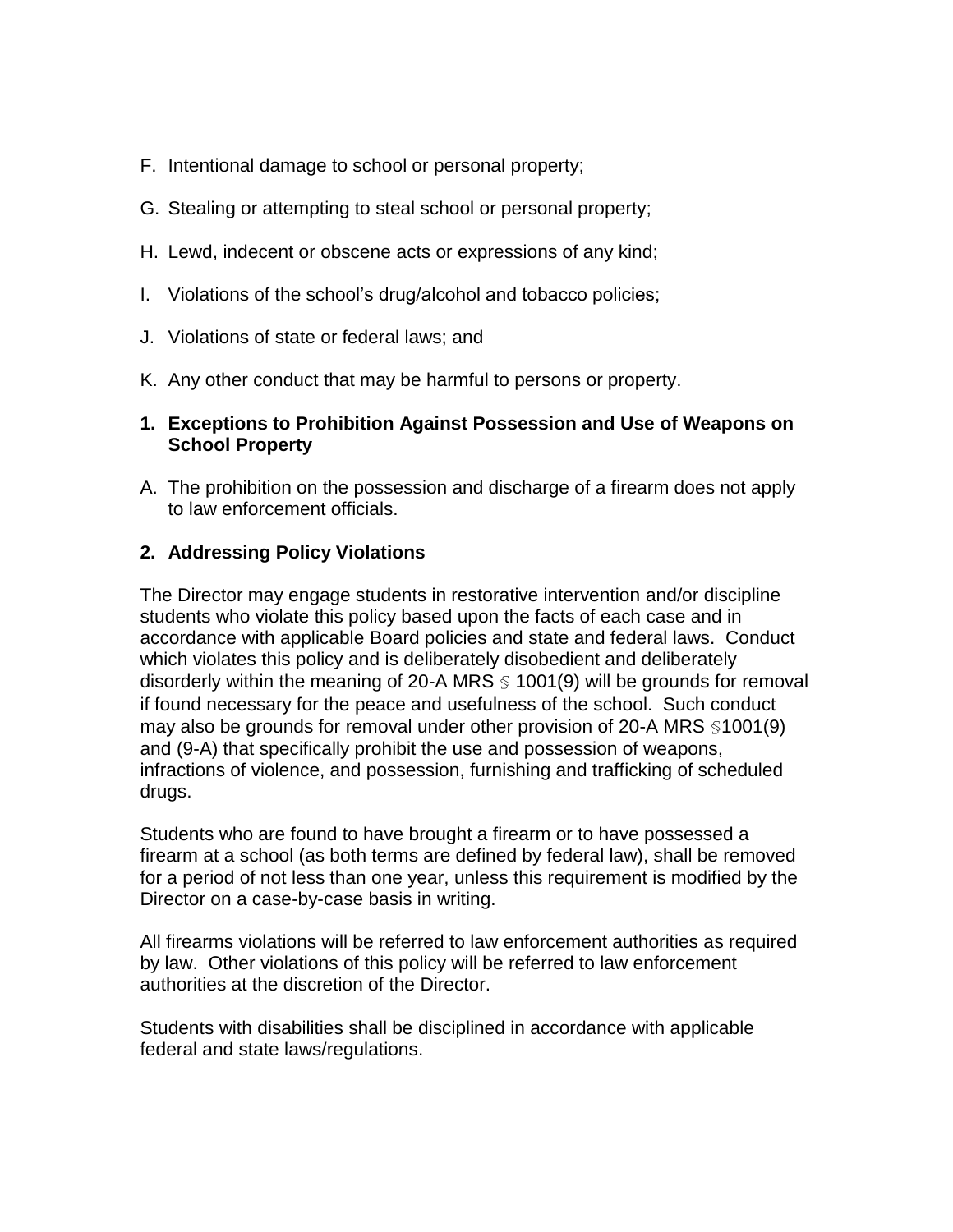F. Intentional damage to school or personal property;

G. Stealing or attempting to steal school or personal property;

H. Lewd, indecent or obscene acts or expressions of any kind;

I. Violations of the school's drug/alcohol and tobacco policies;

J. Violations of state or federal laws; and

K. Any other conduct that may be harmful to persons or property.

**1. Exceptions to Prohibition Against Possession and Use of Weapons on School Property**

A. The prohibition on the possession and discharge of a firearm does not apply to law enforcement officials.

**2. Addressing Policy Violations**

The Director may engage students in restorative intervention and/or discipline students who violate this policy based upon the facts of each case and in accordance with applicable Board policies and state and federal laws. Conduct which violates this policy and is deliberately disobedient and deliberately disorderly within the meaning of 20-A MRS § 1001(9) will be grounds for removal if found necessary for the peace and usefulness of the school. Such conduct may also be grounds for removal under other provision of 20-A MRS §1001(9) and (9-A) that specifically prohibit the use and possession of weapons, infractions of violence, and possession, furnishing and trafficking of scheduled drugs.

Students who are found to have brought a firearm or to have possessed a firearm at a school (as both terms are defined by federal law), shall be removed for a period of not less than one year, unless this requirement is modified by the Director on a case-by-case basis in writing.

All firearms violations will be referred to law enforcement authorities as required by law. Other violations of this policy will be referred to law enforcement authorities at the discretion of the Director.

Students with disabilities shall be disciplined in accordance with applicable federal and state laws/regulations.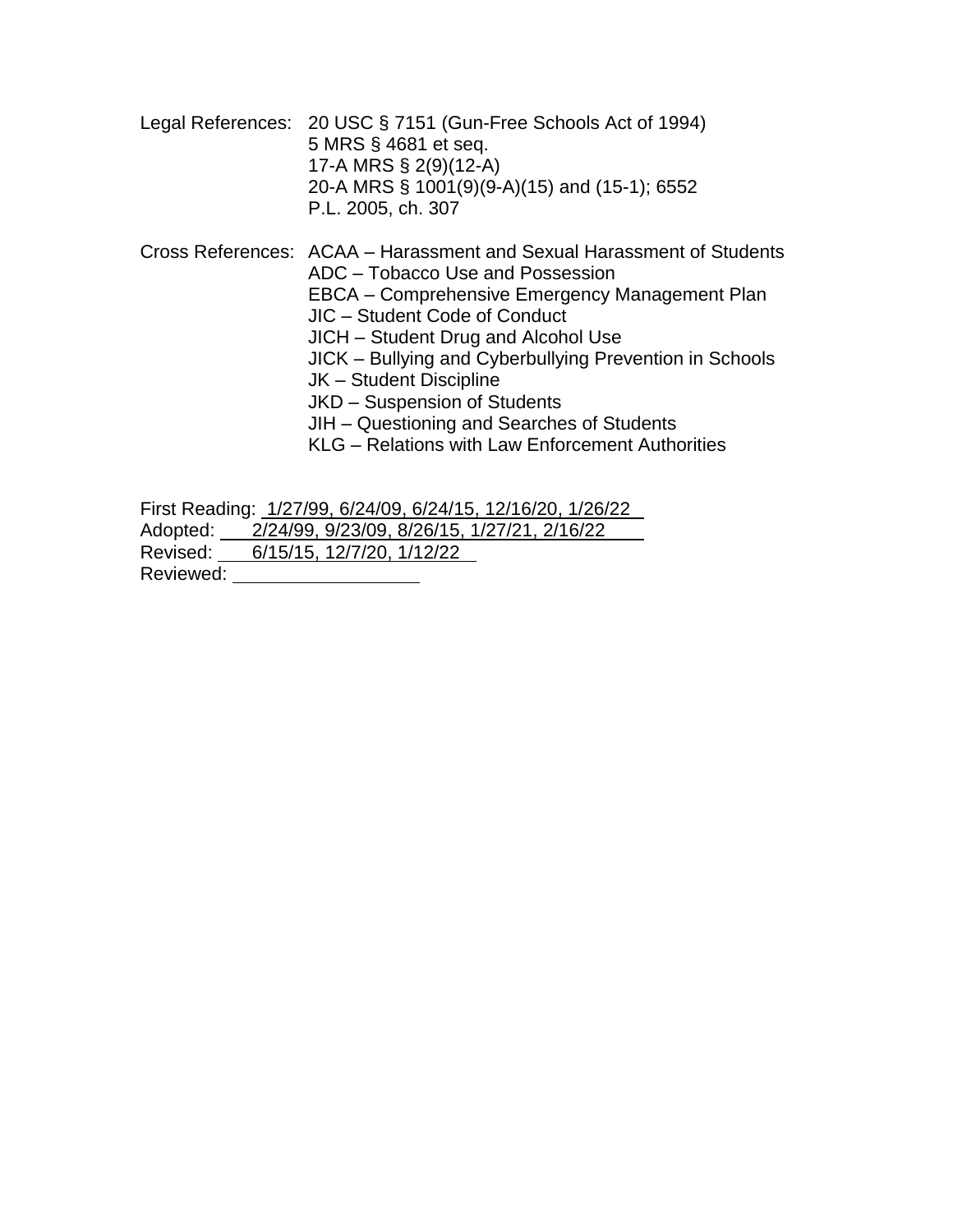Legal References: 20 USC § 7151 (Gun-Free Schools Act of 1994)
5 MRS § 4681 et seq.
17-A MRS § 2(9)(12-A)
20-A MRS § 1001(9)(9-A)(15) and (15-1); 6552
P.L. 2005, ch. 307

Cross References: ACAA – Harassment and Sexual Harassment of Students
ADC – Tobacco Use and Possession
EBCA – Comprehensive Emergency Management Plan
JIC – Student Code of Conduct
JICH – Student Drug and Alcohol Use
JICK – Bullying and Cyberbullying Prevention in Schools
JK – Student Discipline
JKD – Suspension of Students
JIH – Questioning and Searches of Students
KLG – Relations with Law Enforcement Authorities

First Reading: 1/27/99, 6/24/09, 6/24/15, 12/16/20, 1/26/22
Adopted: 2/24/99, 9/23/09, 8/26/15, 1/27/21, 2/16/22
Revised: 6/15/15, 12/7/20, 1/12/22
Reviewed: ________________